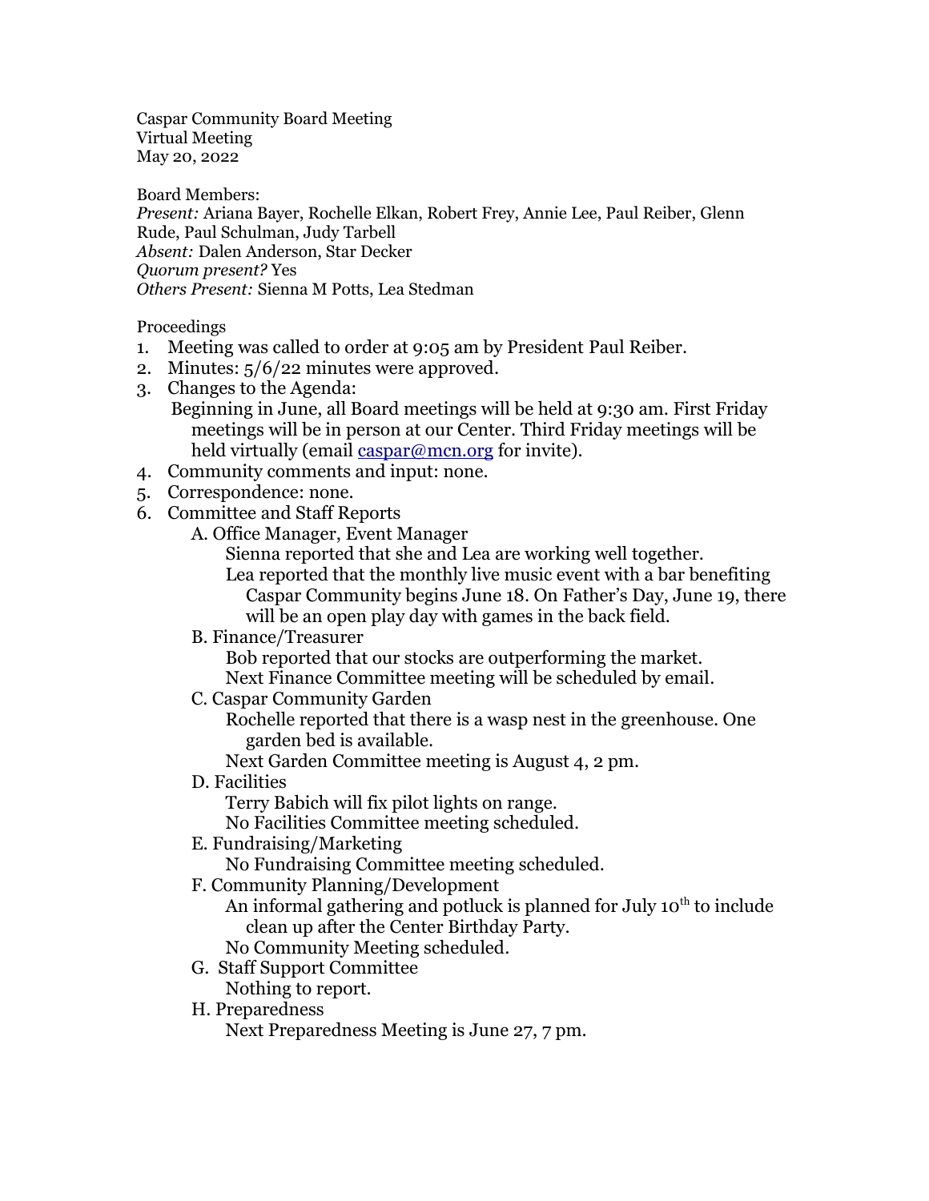Caspar Community Board Meeting
Virtual Meeting
May 20, 2022

Board Members:
*Present:* Ariana Bayer, Rochelle Elkan, Robert Frey, Annie Lee, Paul Reiber, Glenn Rude, Paul Schulman, Judy Tarbell
*Absent:* Dalen Anderson, Star Decker
*Quorum present?* Yes
*Others Present:* Sienna M Potts, Lea Stedman

Proceedings

1. Meeting was called to order at 9:05 am by President Paul Reiber.
2. Minutes: 5/6/22 minutes were approved.
3. Changes to the Agenda:
   Beginning in June, all Board meetings will be held at 9:30 am. First Friday meetings will be in person at our Center. Third Friday meetings will be held virtually (email caspar@mcn.org for invite).
4. Community comments and input: none.
5. Correspondence: none.
6. Committee and Staff Reports
   - A. Office Manager, Event Manager
     - Sienna reported that she and Lea are working well together.
     - Lea reported that the monthly live music event with a bar benefiting Caspar Community begins June 18. On Father's Day, June 19, there will be an open play day with games in the back field.
   - B. Finance/Treasurer
     - Bob reported that our stocks are outperforming the market.
     - Next Finance Committee meeting will be scheduled by email.
   - C. Caspar Community Garden
     - Rochelle reported that there is a wasp nest in the greenhouse. One garden bed is available.
     - Next Garden Committee meeting is August 4, 2 pm.
   - D. Facilities
     - Terry Babich will fix pilot lights on range.
     - No Facilities Committee meeting scheduled.
   - E. Fundraising/Marketing
     - No Fundraising Committee meeting scheduled.
   - F. Community Planning/Development
     - An informal gathering and potluck is planned for July 10th to include clean up after the Center Birthday Party.
     - No Community Meeting scheduled.
   - G. Staff Support Committee
     - Nothing to report.
   - H. Preparedness
     - Next Preparedness Meeting is June 27, 7 pm.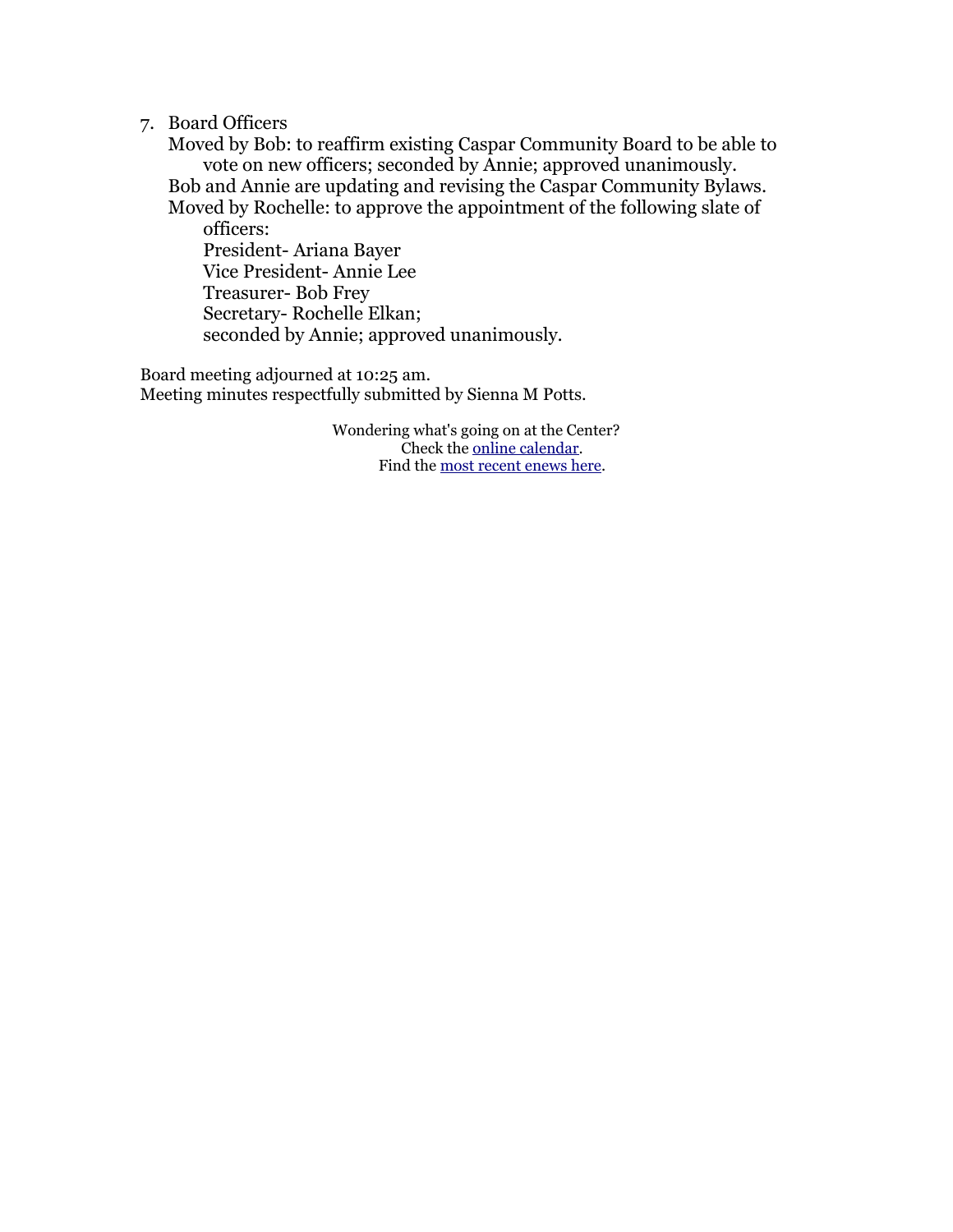7. Board Officers
   Moved by Bob: to reaffirm existing Caspar Community Board to be able to vote on new officers; seconded by Annie; approved unanimously.
   Bob and Annie are updating and revising the Caspar Community Bylaws.
   Moved by Rochelle: to approve the appointment of the following slate of officers:
   President- Ariana Bayer
   Vice President- Annie Lee
   Treasurer- Bob Frey
   Secretary- Rochelle Elkan;
   seconded by Annie; approved unanimously.

Board meeting adjourned at 10:25 am.
Meeting minutes respectfully submitted by Sienna M Potts.

Wondering what's going on at the Center?
Check the online calendar.
Find the most recent enews here.